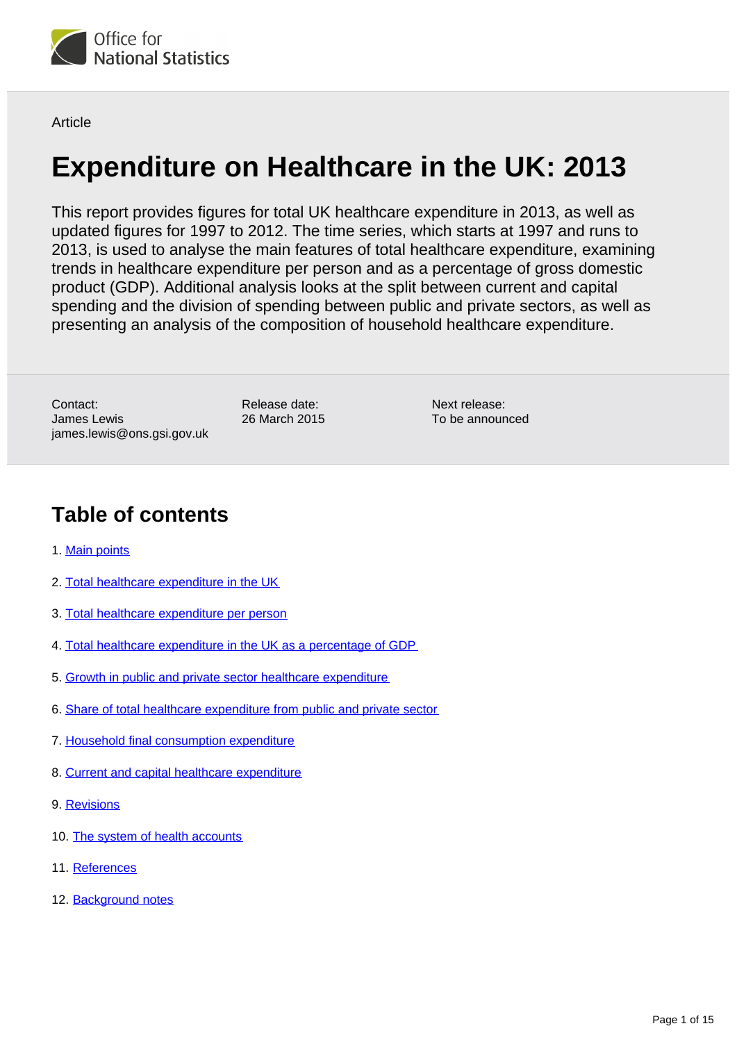Office for National Statistics

Article

# Expenditure on Healthcare in the UK: 2013

This report provides figures for total UK healthcare expenditure in 2013, as well as updated figures for 1997 to 2012. The time series, which starts at 1997 and runs to 2013, is used to analyse the main features of total healthcare expenditure, examining trends in healthcare expenditure per person and as a percentage of gross domestic product (GDP). Additional analysis looks at the split between current and capital spending and the division of spending between public and private sectors, as well as presenting an analysis of the composition of household healthcare expenditure.

Contact:
James Lewis
james.lewis@ons.gsi.gov.uk

Release date:
26 March 2015

Next release:
To be announced

## Table of contents

1. Main points
2. Total healthcare expenditure in the UK
3. Total healthcare expenditure per person
4. Total healthcare expenditure in the UK as a percentage of GDP
5. Growth in public and private sector healthcare expenditure
6. Share of total healthcare expenditure from public and private sector
7. Household final consumption expenditure
8. Current and capital healthcare expenditure
9. Revisions
10. The system of health accounts
11. References
12. Background notes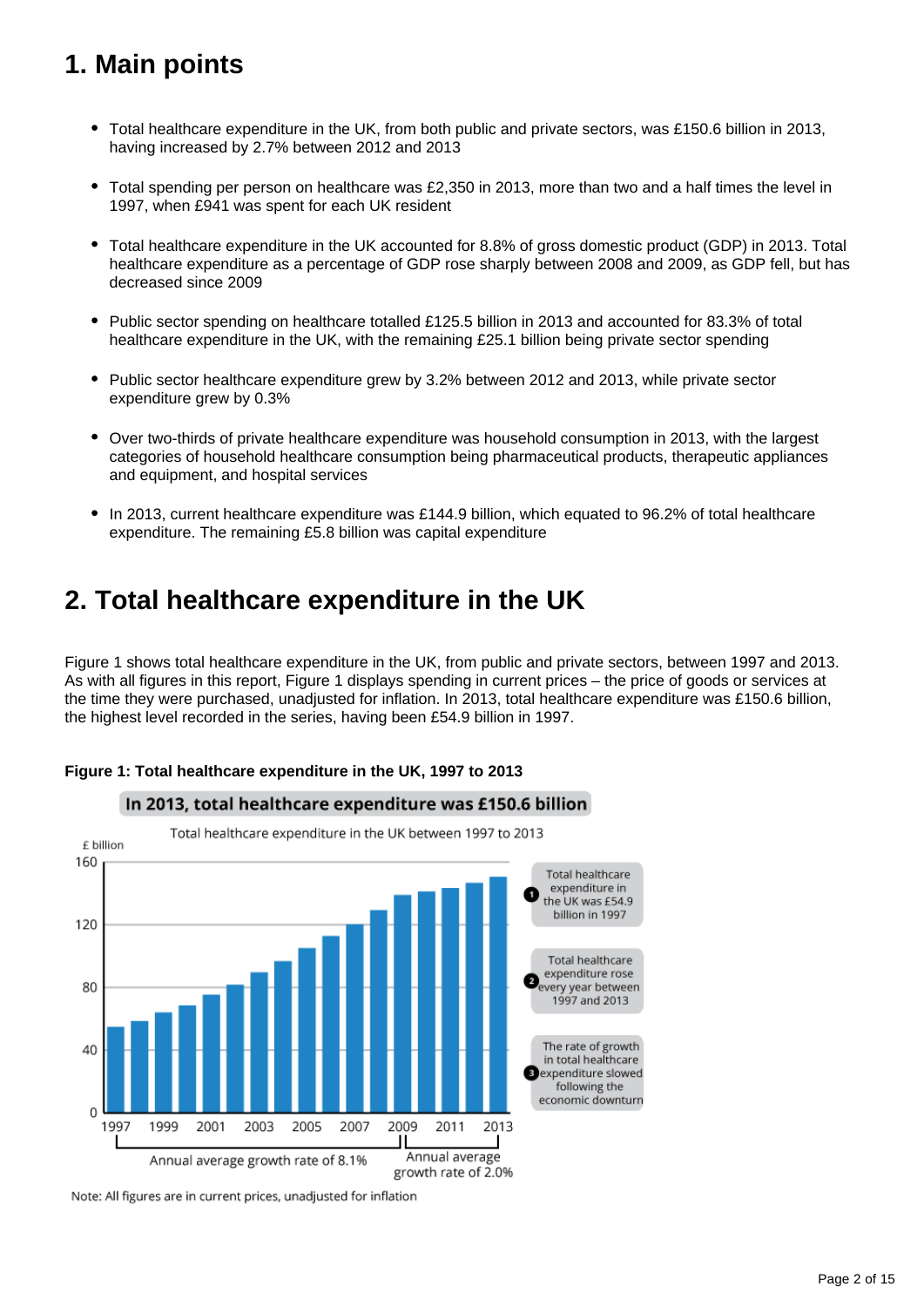## 1. Main points

- Total healthcare expenditure in the UK, from both public and private sectors, was £150.6 billion in 2013, having increased by 2.7% between 2012 and 2013
- Total spending per person on healthcare was £2,350 in 2013, more than two and a half times the level in 1997, when £941 was spent for each UK resident
- Total healthcare expenditure in the UK accounted for 8.8% of gross domestic product (GDP) in 2013. Total healthcare expenditure as a percentage of GDP rose sharply between 2008 and 2009, as GDP fell, but has decreased since 2009
- Public sector spending on healthcare totalled £125.5 billion in 2013 and accounted for 83.3% of total healthcare expenditure in the UK, with the remaining £25.1 billion being private sector spending
- Public sector healthcare expenditure grew by 3.2% between 2012 and 2013, while private sector expenditure grew by 0.3%
- Over two-thirds of private healthcare expenditure was household consumption in 2013, with the largest categories of household healthcare consumption being pharmaceutical products, therapeutic appliances and equipment, and hospital services
- In 2013, current healthcare expenditure was £144.9 billion, which equated to 96.2% of total healthcare expenditure. The remaining £5.8 billion was capital expenditure

## 2. Total healthcare expenditure in the UK

Figure 1 shows total healthcare expenditure in the UK, from public and private sectors, between 1997 and 2013. As with all figures in this report, Figure 1 displays spending in current prices – the price of goods or services at the time they were purchased, unadjusted for inflation. In 2013, total healthcare expenditure was £150.6 billion, the highest level recorded in the series, having been £54.9 billion in 1997.

**Figure 1: Total healthcare expenditure in the UK, 1997 to 2013**

**In 2013, total healthcare expenditure was £150.6 billion**

Total healthcare expenditure in the UK between 1997 to 2013

£ billion

1. Total healthcare expenditure in the UK was £54.9 billion in 1997
2. Total healthcare expenditure rose every year between 1997 and 2013
3. The rate of growth in total healthcare expenditure slowed following the economic downturn

1997–2009: Annual average growth rate of 8.1%

2009–2013: Annual average growth rate of 2.0%

Note: All figures are in current prices, unadjusted for inflation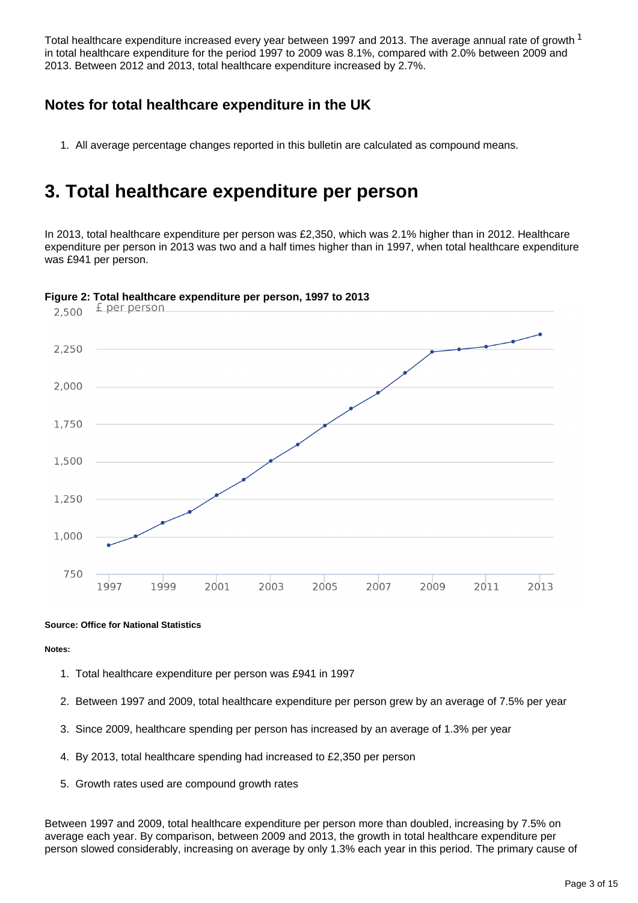Total healthcare expenditure increased every year between 1997 and 2013. The average annual rate of growth [1] in total healthcare expenditure for the period 1997 to 2009 was 8.1%, compared with 2.0% between 2009 and 2013. Between 2012 and 2013, total healthcare expenditure increased by 2.7%.

### Notes for total healthcare expenditure in the UK

1. All average percentage changes reported in this bulletin are calculated as compound means.

# 3. Total healthcare expenditure per person

In 2013, total healthcare expenditure per person was £2,350, which was 2.1% higher than in 2012. Healthcare expenditure per person in 2013 was two and a half times higher than in 1997, when total healthcare expenditure was £941 per person.

**Figure 2: Total healthcare expenditure per person, 1997 to 2013**

**Source: Office for National Statistics**

**Notes:**

1. Total healthcare expenditure per person was £941 in 1997
2. Between 1997 and 2009, total healthcare expenditure per person grew by an average of 7.5% per year
3. Since 2009, healthcare spending per person has increased by an average of 1.3% per year
4. By 2013, total healthcare spending had increased to £2,350 per person
5. Growth rates used are compound growth rates

Between 1997 and 2009, total healthcare expenditure per person more than doubled, increasing by 7.5% on average each year. By comparison, between 2009 and 2013, the growth in total healthcare expenditure per person slowed considerably, increasing on average by only 1.3% each year in this period. The primary cause of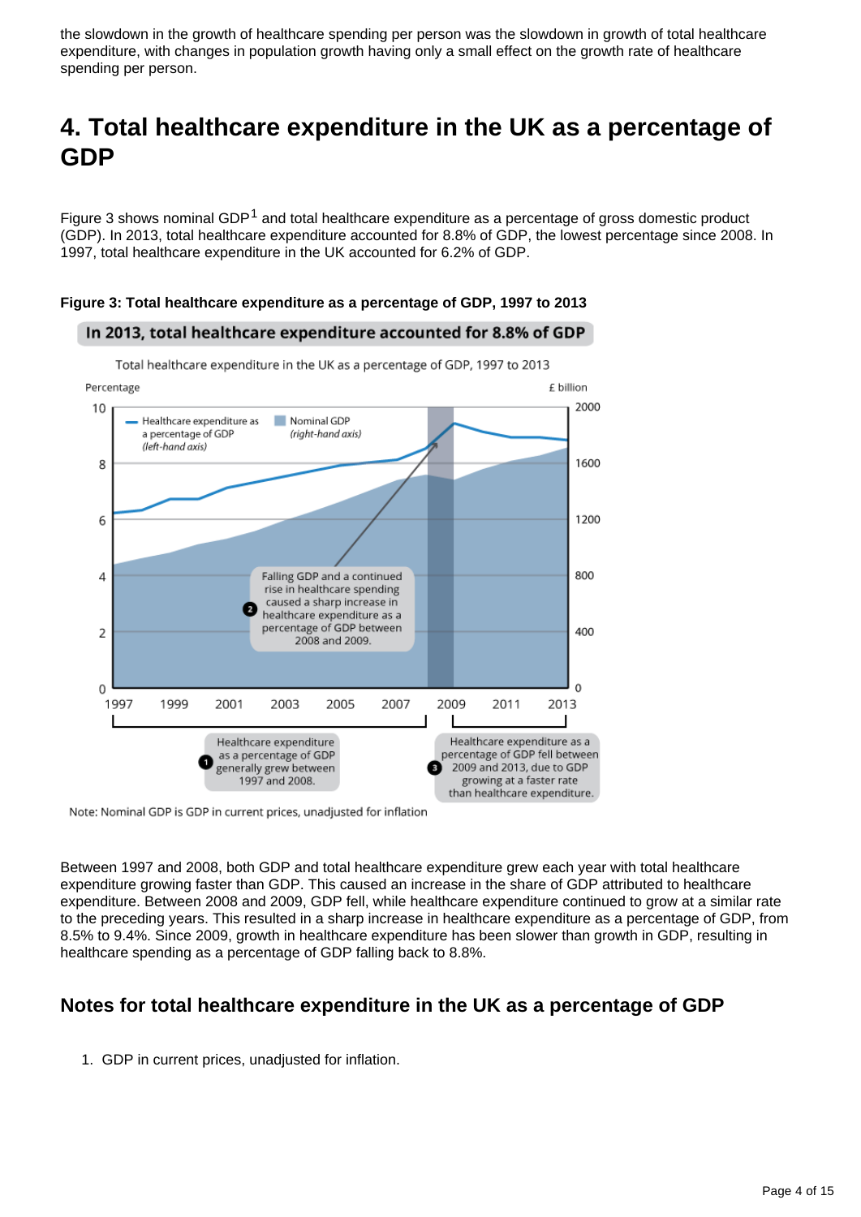the slowdown in the growth of healthcare spending per person was the slowdown in growth of total healthcare expenditure, with changes in population growth having only a small effect on the growth rate of healthcare spending per person.

# 4. Total healthcare expenditure in the UK as a percentage of GDP

Figure 3 shows nominal GDP[1] and total healthcare expenditure as a percentage of gross domestic product (GDP). In 2013, total healthcare expenditure accounted for 8.8% of GDP, the lowest percentage since 2008. In 1997, total healthcare expenditure in the UK accounted for 6.2% of GDP.

**Figure 3: Total healthcare expenditure as a percentage of GDP, 1997 to 2013**

**In 2013, total healthcare expenditure accounted for 8.8% of GDP**

Total healthcare expenditure in the UK as a percentage of GDP, 1997 to 2013

1. Healthcare expenditure as a percentage of GDP generally grew between 1997 and 2008.
2. Falling GDP and a continued rise in healthcare spending caused a sharp increase in healthcare expenditure as a percentage of GDP between 2008 and 2009.
3. Healthcare expenditure as a percentage of GDP fell between 2009 and 2013, due to GDP growing at a faster rate than healthcare expenditure.

Note: Nominal GDP is GDP in current prices, unadjusted for inflation

Between 1997 and 2008, both GDP and total healthcare expenditure grew each year with total healthcare expenditure growing faster than GDP. This caused an increase in the share of GDP attributed to healthcare expenditure. Between 2008 and 2009, GDP fell, while healthcare expenditure continued to grow at a similar rate to the preceding years. This resulted in a sharp increase in healthcare expenditure as a percentage of GDP, from 8.5% to 9.4%. Since 2009, growth in healthcare expenditure has been slower than growth in GDP, resulting in healthcare spending as a percentage of GDP falling back to 8.8%.

## Notes for total healthcare expenditure in the UK as a percentage of GDP

1. GDP in current prices, unadjusted for inflation.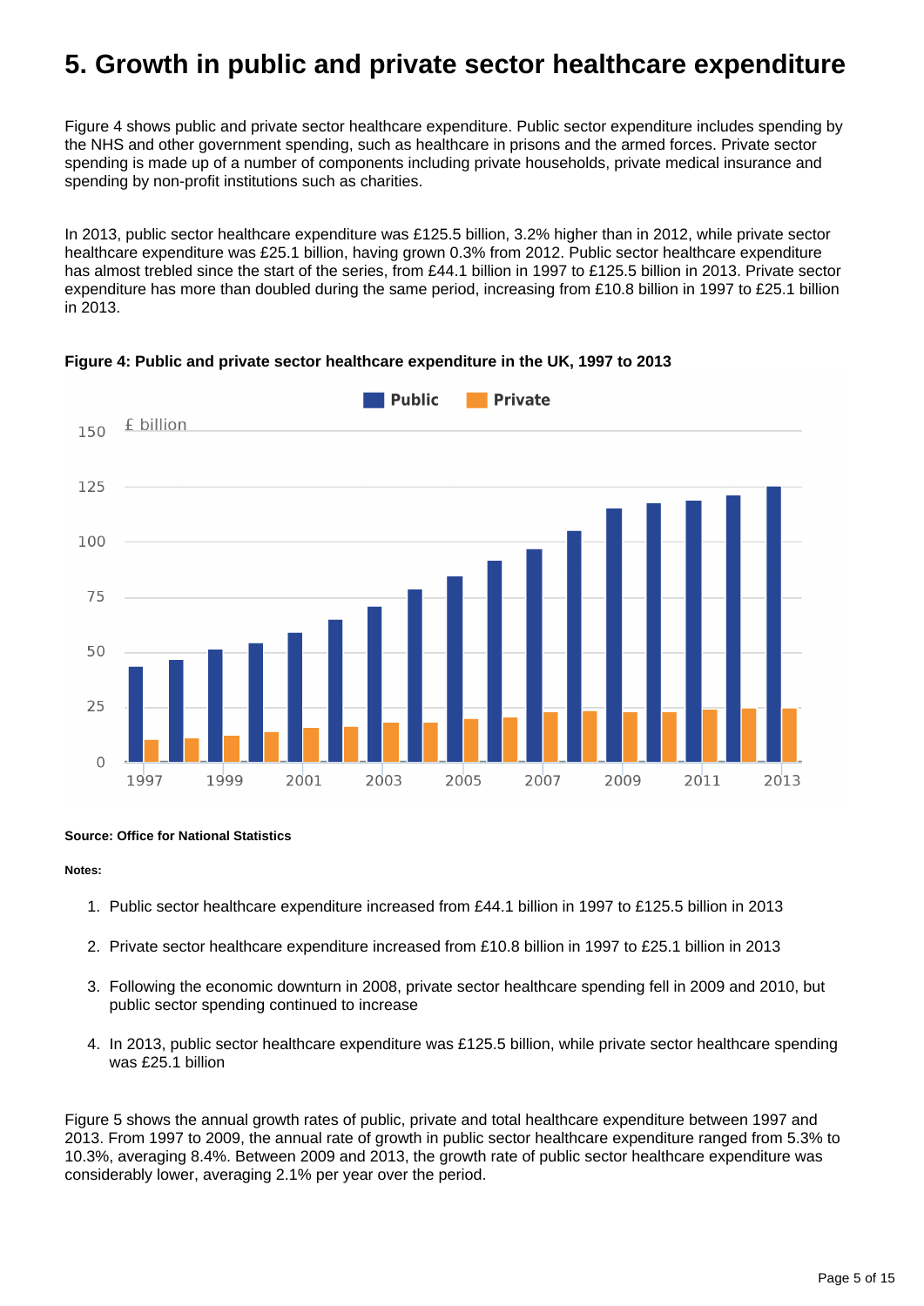# 5. Growth in public and private sector healthcare expenditure

Figure 4 shows public and private sector healthcare expenditure. Public sector expenditure includes spending by the NHS and other government spending, such as healthcare in prisons and the armed forces. Private sector spending is made up of a number of components including private households, private medical insurance and spending by non-profit institutions such as charities.

In 2013, public sector healthcare expenditure was £125.5 billion, 3.2% higher than in 2012, while private sector healthcare expenditure was £25.1 billion, having grown 0.3% from 2012. Public sector healthcare expenditure has almost trebled since the start of the series, from £44.1 billion in 1997 to £125.5 billion in 2013. Private sector expenditure has more than doubled during the same period, increasing from £10.8 billion in 1997 to £25.1 billion in 2013.

**Figure 4: Public and private sector healthcare expenditure in the UK, 1997 to 2013**

**Source: Office for National Statistics**

**Notes:**

1. Public sector healthcare expenditure increased from £44.1 billion in 1997 to £125.5 billion in 2013
2. Private sector healthcare expenditure increased from £10.8 billion in 1997 to £25.1 billion in 2013
3. Following the economic downturn in 2008, private sector healthcare spending fell in 2009 and 2010, but public sector spending continued to increase
4. In 2013, public sector healthcare expenditure was £125.5 billion, while private sector healthcare spending was £25.1 billion

Figure 5 shows the annual growth rates of public, private and total healthcare expenditure between 1997 and 2013. From 1997 to 2009, the annual rate of growth in public sector healthcare expenditure ranged from 5.3% to 10.3%, averaging 8.4%. Between 2009 and 2013, the growth rate of public sector healthcare expenditure was considerably lower, averaging 2.1% per year over the period.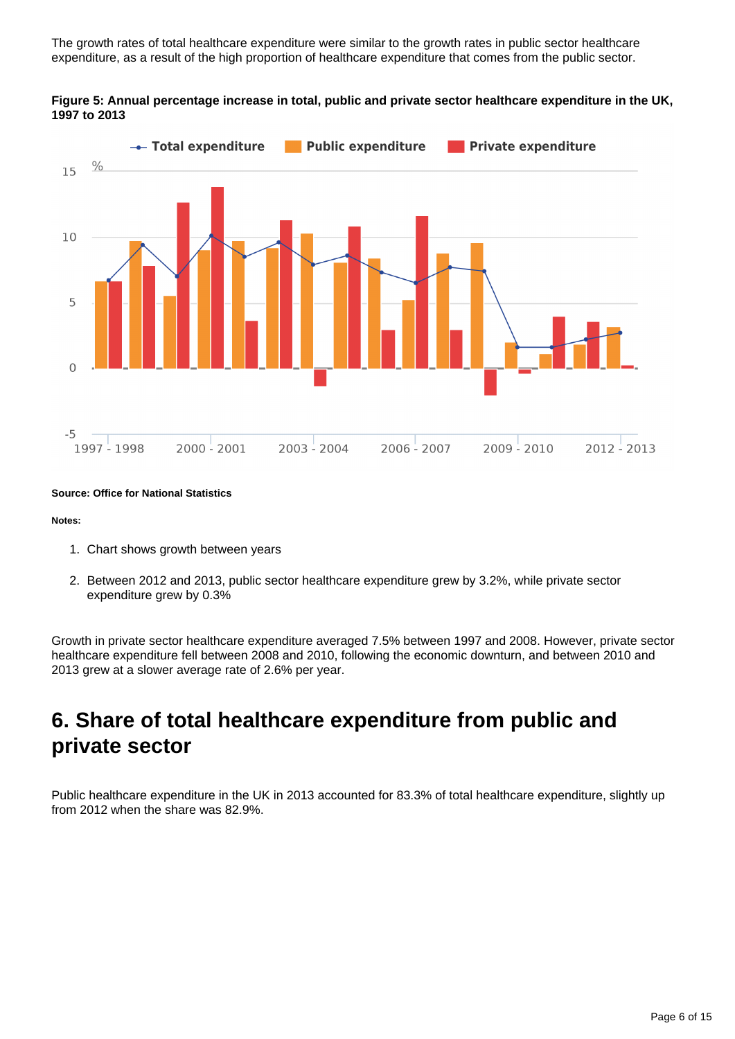The growth rates of total healthcare expenditure were similar to the growth rates in public sector healthcare expenditure, as a result of the high proportion of healthcare expenditure that comes from the public sector.

**Figure 5: Annual percentage increase in total, public and private sector healthcare expenditure in the UK, 1997 to 2013**

**Source: Office for National Statistics**

**Notes:**

1. Chart shows growth between years
2. Between 2012 and 2013, public sector healthcare expenditure grew by 3.2%, while private sector expenditure grew by 0.3%

Growth in private sector healthcare expenditure averaged 7.5% between 1997 and 2008. However, private sector healthcare expenditure fell between 2008 and 2010, following the economic downturn, and between 2010 and 2013 grew at a slower average rate of 2.6% per year.

## 6. Share of total healthcare expenditure from public and private sector

Public healthcare expenditure in the UK in 2013 accounted for 83.3% of total healthcare expenditure, slightly up from 2012 when the share was 82.9%.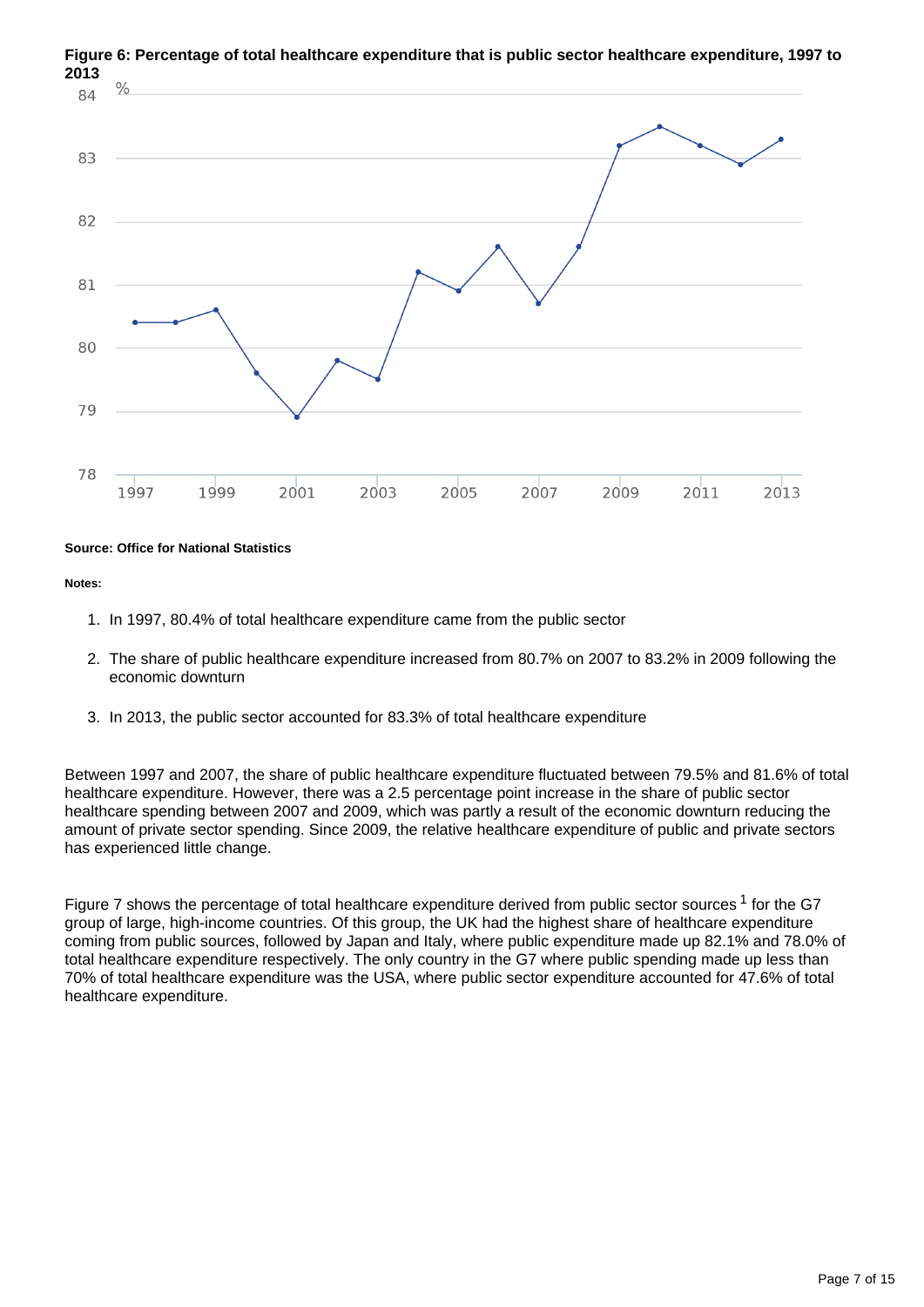**Figure 6: Percentage of total healthcare expenditure that is public sector healthcare expenditure, 1997 to 2013**

**Source: Office for National Statistics**

**Notes:**

1. In 1997, 80.4% of total healthcare expenditure came from the public sector
2. The share of public healthcare expenditure increased from 80.7% on 2007 to 83.2% in 2009 following the economic downturn
3. In 2013, the public sector accounted for 83.3% of total healthcare expenditure

Between 1997 and 2007, the share of public healthcare expenditure fluctuated between 79.5% and 81.6% of total healthcare expenditure. However, there was a 2.5 percentage point increase in the share of public sector healthcare spending between 2007 and 2009, which was partly a result of the economic downturn reducing the amount of private sector spending. Since 2009, the relative healthcare expenditure of public and private sectors has experienced little change.

Figure 7 shows the percentage of total healthcare expenditure derived from public sector sources [1] for the G7 group of large, high-income countries. Of this group, the UK had the highest share of healthcare expenditure coming from public sources, followed by Japan and Italy, where public expenditure made up 82.1% and 78.0% of total healthcare expenditure respectively. The only country in the G7 where public spending made up less than 70% of total healthcare expenditure was the USA, where public sector expenditure accounted for 47.6% of total healthcare expenditure.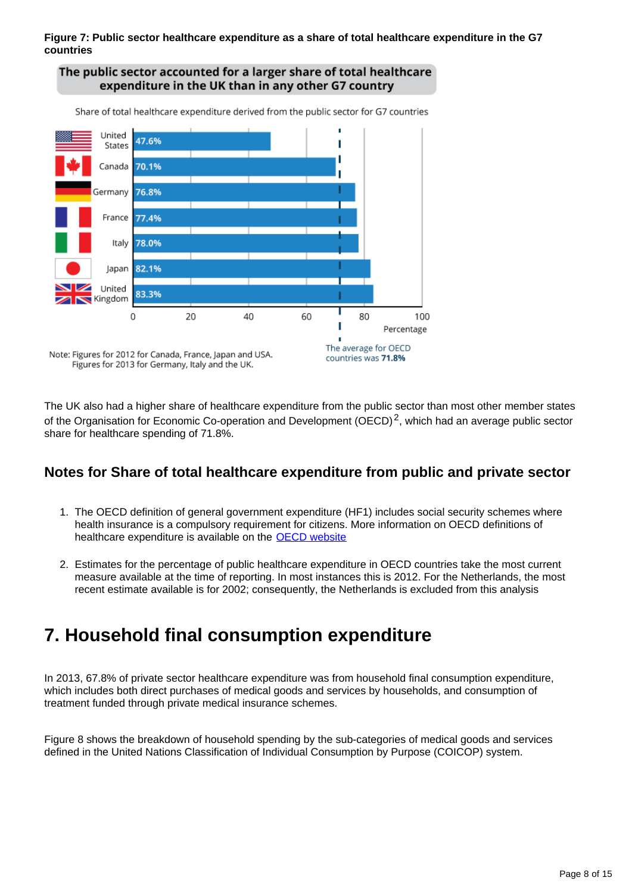**Figure 7: Public sector healthcare expenditure as a share of total healthcare expenditure in the G7 countries**

**The public sector accounted for a larger share of total healthcare expenditure in the UK than in any other G7 country**

Share of total healthcare expenditure derived from the public sector for G7 countries

| Country | Percentage |
|---|---|
| United States | 47.6% |
| Canada | 70.1% |
| Germany | 76.8% |
| France | 77.4% |
| Italy | 78.0% |
| Japan | 82.1% |
| United Kingdom | 83.3% |

The average for OECD countries was **71.8%**

Note: Figures for 2012 for Canada, France, Japan and USA. Figures for 2013 for Germany, Italy and the UK.

The UK also had a higher share of healthcare expenditure from the public sector than most other member states of the Organisation for Economic Co-operation and Development (OECD)[2], which had an average public sector share for healthcare spending of 71.8%.

## Notes for Share of total healthcare expenditure from public and private sector

1. The OECD definition of general government expenditure (HF1) includes social security schemes where health insurance is a compulsory requirement for citizens. More information on OECD definitions of healthcare expenditure is available on the OECD website

2. Estimates for the percentage of public healthcare expenditure in OECD countries take the most current measure available at the time of reporting. In most instances this is 2012. For the Netherlands, the most recent estimate available is for 2002; consequently, the Netherlands is excluded from this analysis

# 7. Household final consumption expenditure

In 2013, 67.8% of private sector healthcare expenditure was from household final consumption expenditure, which includes both direct purchases of medical goods and services by households, and consumption of treatment funded through private medical insurance schemes.

Figure 8 shows the breakdown of household spending by the sub-categories of medical goods and services defined in the United Nations Classification of Individual Consumption by Purpose (COICOP) system.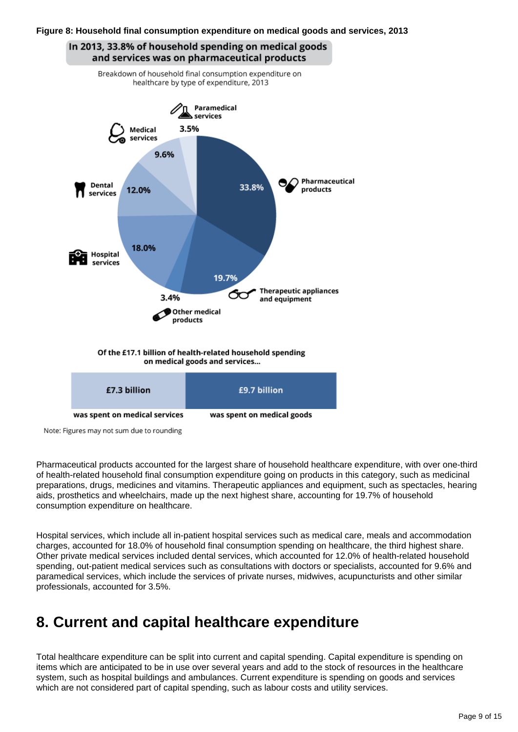**Figure 8: Household final consumption expenditure on medical goods and services, 2013**

In 2013, 33.8% of household spending on medical goods and services was on pharmaceutical products

Breakdown of household final consumption expenditure on healthcare by type of expenditure, 2013

| Type of expenditure | Share |
| --- | --- |
| Pharmaceutical products | 33.8% |
| Therapeutic appliances and equipment | 19.7% |
| Other medical products | 3.4% |
| Hospital services | 18.0% |
| Dental services | 12.0% |
| Medical services | 9.6% |
| Paramedical services | 3.5% |

Of the £17.1 billion of health-related household spending on medical goods and services...

| £7.3 billion | £9.7 billion |
| --- | --- |
| was spent on medical services | was spent on medical goods |

Note: Figures may not sum due to rounding

Pharmaceutical products accounted for the largest share of household healthcare expenditure, with over one-third of health-related household final consumption expenditure going on products in this category, such as medicinal preparations, drugs, medicines and vitamins. Therapeutic appliances and equipment, such as spectacles, hearing aids, prosthetics and wheelchairs, made up the next highest share, accounting for 19.7% of household consumption expenditure on healthcare.

Hospital services, which include all in-patient hospital services such as medical care, meals and accommodation charges, accounted for 18.0% of household final consumption spending on healthcare, the third highest share. Other private medical services included dental services, which accounted for 12.0% of health-related household spending, out-patient medical services such as consultations with doctors or specialists, accounted for 9.6% and paramedical services, which include the services of private nurses, midwives, acupuncturists and other similar professionals, accounted for 3.5%.

## 8. Current and capital healthcare expenditure

Total healthcare expenditure can be split into current and capital spending. Capital expenditure is spending on items which are anticipated to be in use over several years and add to the stock of resources in the healthcare system, such as hospital buildings and ambulances. Current expenditure is spending on goods and services which are not considered part of capital spending, such as labour costs and utility services.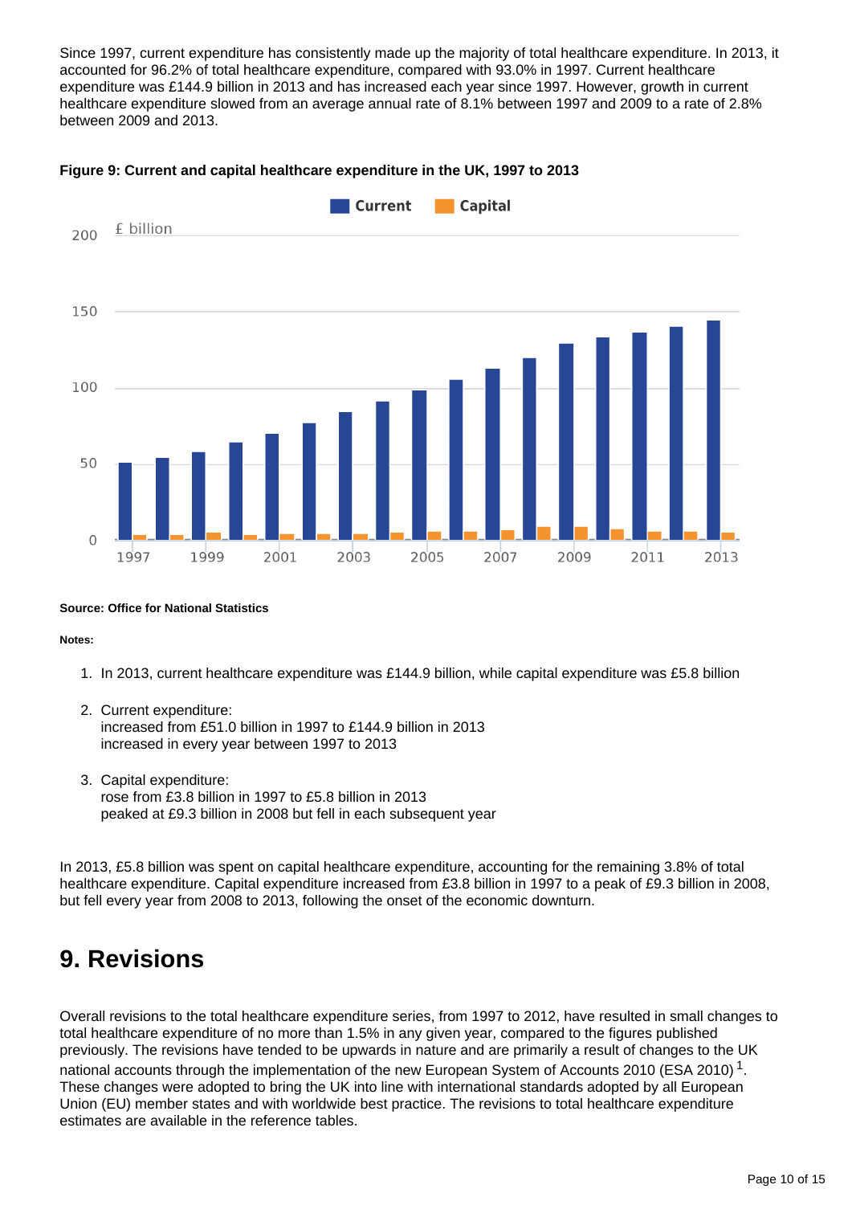Since 1997, current expenditure has consistently made up the majority of total healthcare expenditure. In 2013, it accounted for 96.2% of total healthcare expenditure, compared with 93.0% in 1997. Current healthcare expenditure was £144.9 billion in 2013 and has increased each year since 1997. However, growth in current healthcare expenditure slowed from an average annual rate of 8.1% between 1997 and 2009 to a rate of 2.8% between 2009 and 2013.

**Figure 9: Current and capital healthcare expenditure in the UK, 1997 to 2013**

**Source: Office for National Statistics**

**Notes:**

1. In 2013, current healthcare expenditure was £144.9 billion, while capital expenditure was £5.8 billion

2. Current expenditure:
   increased from £51.0 billion in 1997 to £144.9 billion in 2013
   increased in every year between 1997 to 2013

3. Capital expenditure:
   rose from £3.8 billion in 1997 to £5.8 billion in 2013
   peaked at £9.3 billion in 2008 but fell in each subsequent year

In 2013, £5.8 billion was spent on capital healthcare expenditure, accounting for the remaining 3.8% of total healthcare expenditure. Capital expenditure increased from £3.8 billion in 1997 to a peak of £9.3 billion in 2008, but fell every year from 2008 to 2013, following the onset of the economic downturn.

# 9. Revisions

Overall revisions to the total healthcare expenditure series, from 1997 to 2012, have resulted in small changes to total healthcare expenditure of no more than 1.5% in any given year, compared to the figures published previously. The revisions have tended to be upwards in nature and are primarily a result of changes to the UK national accounts through the implementation of the new European System of Accounts 2010 (ESA 2010) [1]. These changes were adopted to bring the UK into line with international standards adopted by all European Union (EU) member states and with worldwide best practice. The revisions to total healthcare expenditure estimates are available in the reference tables.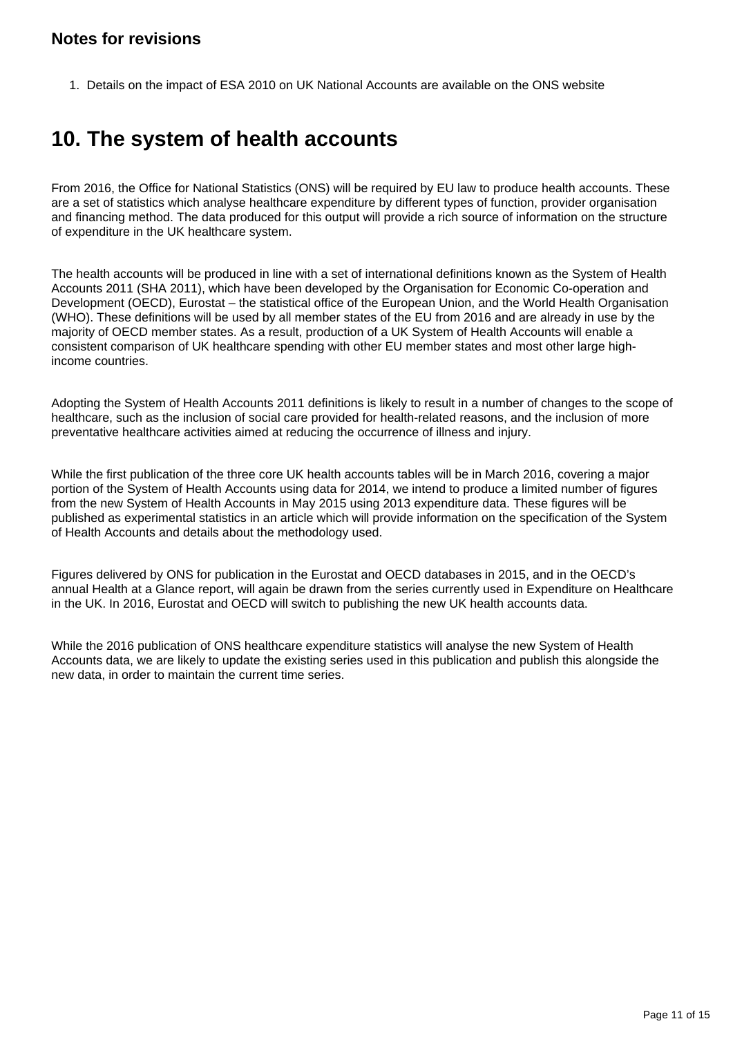### Notes for revisions

1. Details on the impact of ESA 2010 on UK National Accounts are available on the ONS website

## 10. The system of health accounts

From 2016, the Office for National Statistics (ONS) will be required by EU law to produce health accounts. These are a set of statistics which analyse healthcare expenditure by different types of function, provider organisation and financing method. The data produced for this output will provide a rich source of information on the structure of expenditure in the UK healthcare system.

The health accounts will be produced in line with a set of international definitions known as the System of Health Accounts 2011 (SHA 2011), which have been developed by the Organisation for Economic Co-operation and Development (OECD), Eurostat – the statistical office of the European Union, and the World Health Organisation (WHO). These definitions will be used by all member states of the EU from 2016 and are already in use by the majority of OECD member states. As a result, production of a UK System of Health Accounts will enable a consistent comparison of UK healthcare spending with other EU member states and most other large high-income countries.

Adopting the System of Health Accounts 2011 definitions is likely to result in a number of changes to the scope of healthcare, such as the inclusion of social care provided for health-related reasons, and the inclusion of more preventative healthcare activities aimed at reducing the occurrence of illness and injury.

While the first publication of the three core UK health accounts tables will be in March 2016, covering a major portion of the System of Health Accounts using data for 2014, we intend to produce a limited number of figures from the new System of Health Accounts in May 2015 using 2013 expenditure data. These figures will be published as experimental statistics in an article which will provide information on the specification of the System of Health Accounts and details about the methodology used.

Figures delivered by ONS for publication in the Eurostat and OECD databases in 2015, and in the OECD's annual Health at a Glance report, will again be drawn from the series currently used in Expenditure on Healthcare in the UK. In 2016, Eurostat and OECD will switch to publishing the new UK health accounts data.

While the 2016 publication of ONS healthcare expenditure statistics will analyse the new System of Health Accounts data, we are likely to update the existing series used in this publication and publish this alongside the new data, in order to maintain the current time series.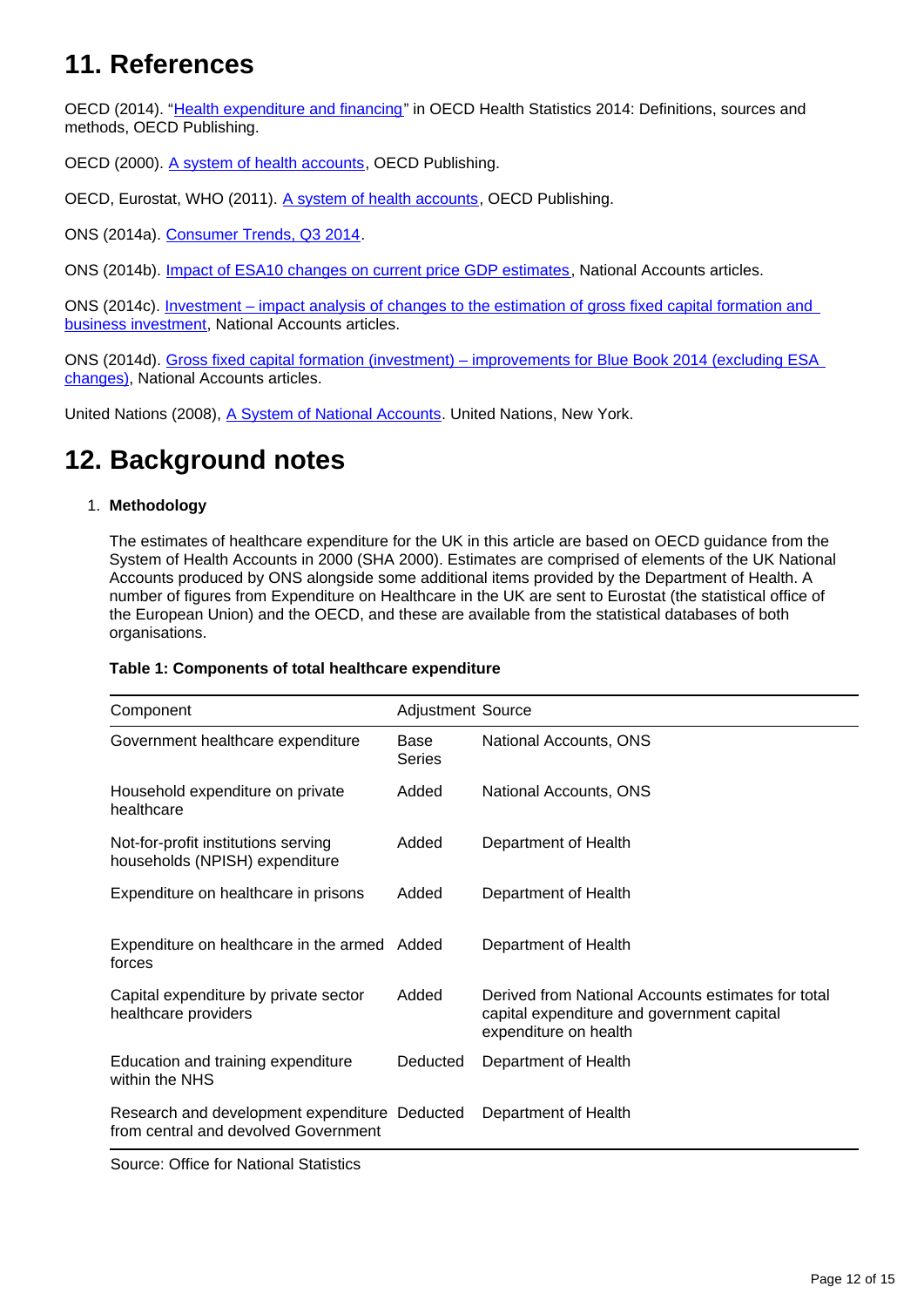## 11. References

OECD (2014). "Health expenditure and financing" in OECD Health Statistics 2014: Definitions, sources and methods, OECD Publishing.

OECD (2000). A system of health accounts, OECD Publishing.

OECD, Eurostat, WHO (2011). A system of health accounts, OECD Publishing.

ONS (2014a). Consumer Trends, Q3 2014.

ONS (2014b). Impact of ESA10 changes on current price GDP estimates, National Accounts articles.

ONS (2014c). Investment – impact analysis of changes to the estimation of gross fixed capital formation and business investment, National Accounts articles.

ONS (2014d). Gross fixed capital formation (investment) – improvements for Blue Book 2014 (excluding ESA changes), National Accounts articles.

United Nations (2008), A System of National Accounts. United Nations, New York.

## 12. Background notes

1. **Methodology**

   The estimates of healthcare expenditure for the UK in this article are based on OECD guidance from the System of Health Accounts in 2000 (SHA 2000). Estimates are comprised of elements of the UK National Accounts produced by ONS alongside some additional items provided by the Department of Health. A number of figures from Expenditure on Healthcare in the UK are sent to Eurostat (the statistical office of the European Union) and the OECD, and these are available from the statistical databases of both organisations.

**Table 1: Components of total healthcare expenditure**

| Component | Adjustment | Source |
|---|---|---|
| Government healthcare expenditure | Base Series | National Accounts, ONS |
| Household expenditure on private healthcare | Added | National Accounts, ONS |
| Not-for-profit institutions serving households (NPISH) expenditure | Added | Department of Health |
| Expenditure on healthcare in prisons | Added | Department of Health |
| Expenditure on healthcare in the armed forces | Added | Department of Health |
| Capital expenditure by private sector healthcare providers | Added | Derived from National Accounts estimates for total capital expenditure and government capital expenditure on health |
| Education and training expenditure within the NHS | Deducted | Department of Health |
| Research and development expenditure from central and devolved Government | Deducted | Department of Health |

Source: Office for National Statistics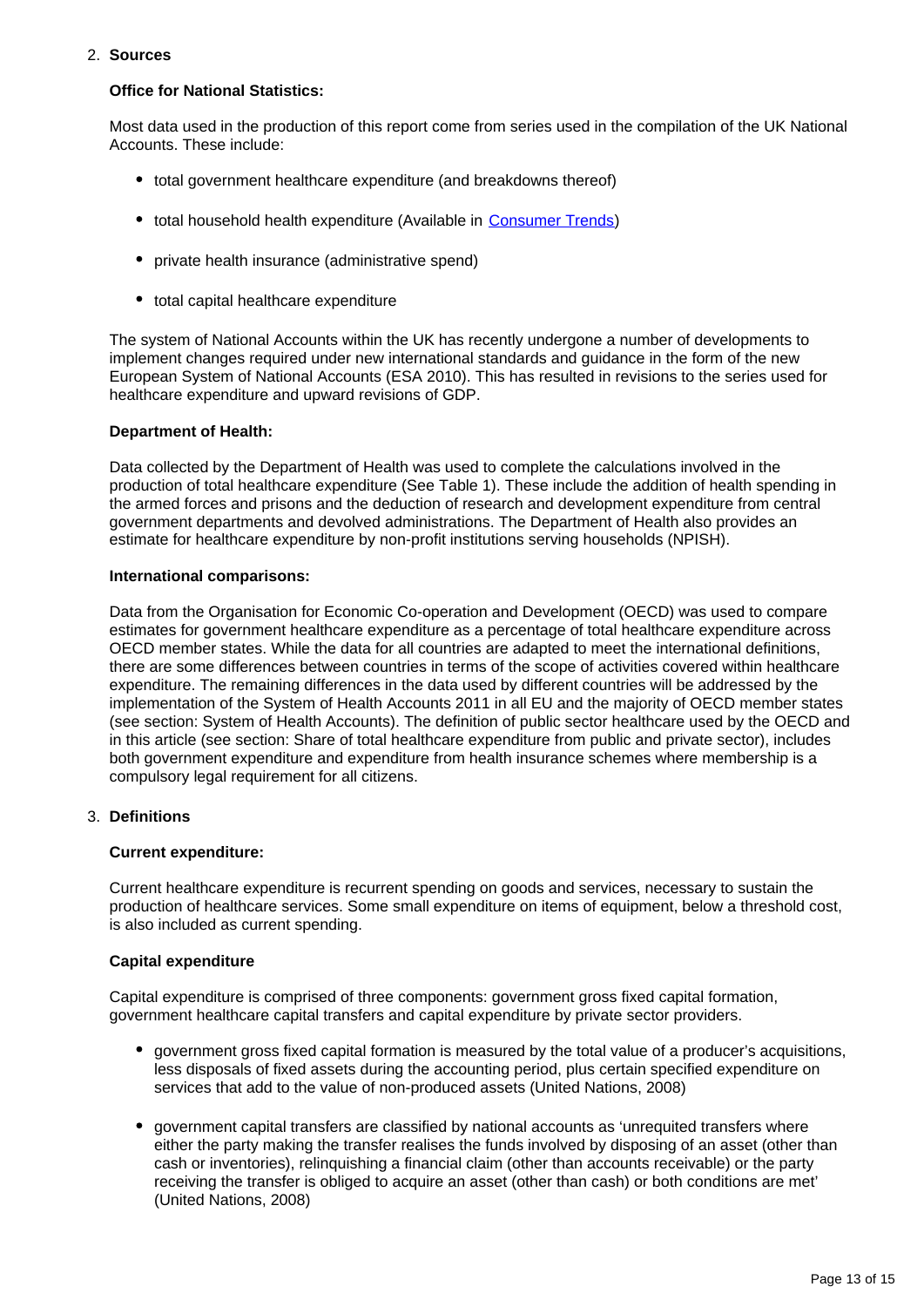2. **Sources**

   **Office for National Statistics:**

   Most data used in the production of this report come from series used in the compilation of the UK National Accounts. These include:

   - total government healthcare expenditure (and breakdowns thereof)
   - total household health expenditure (Available in [Consumer Trends](Consumer Trends))
   - private health insurance (administrative spend)
   - total capital healthcare expenditure

   The system of National Accounts within the UK has recently undergone a number of developments to implement changes required under new international standards and guidance in the form of the new European System of National Accounts (ESA 2010). This has resulted in revisions to the series used for healthcare expenditure and upward revisions of GDP.

   **Department of Health:**

   Data collected by the Department of Health was used to complete the calculations involved in the production of total healthcare expenditure (See Table 1). These include the addition of health spending in the armed forces and prisons and the deduction of research and development expenditure from central government departments and devolved administrations. The Department of Health also provides an estimate for healthcare expenditure by non-profit institutions serving households (NPISH).

   **International comparisons:**

   Data from the Organisation for Economic Co-operation and Development (OECD) was used to compare estimates for government healthcare expenditure as a percentage of total healthcare expenditure across OECD member states. While the data for all countries are adapted to meet the international definitions, there are some differences between countries in terms of the scope of activities covered within healthcare expenditure. The remaining differences in the data used by different countries will be addressed by the implementation of the System of Health Accounts 2011 in all EU and the majority of OECD member states (see section: System of Health Accounts). The definition of public sector healthcare used by the OECD and in this article (see section: Share of total healthcare expenditure from public and private sector), includes both government expenditure and expenditure from health insurance schemes where membership is a compulsory legal requirement for all citizens.

3. **Definitions**

   **Current expenditure:**

   Current healthcare expenditure is recurrent spending on goods and services, necessary to sustain the production of healthcare services. Some small expenditure on items of equipment, below a threshold cost, is also included as current spending.

   **Capital expenditure**

   Capital expenditure is comprised of three components: government gross fixed capital formation, government healthcare capital transfers and capital expenditure by private sector providers.

   - government gross fixed capital formation is measured by the total value of a producer's acquisitions, less disposals of fixed assets during the accounting period, plus certain specified expenditure on services that add to the value of non-produced assets (United Nations, 2008)
   - government capital transfers are classified by national accounts as 'unrequited transfers where either the party making the transfer realises the funds involved by disposing of an asset (other than cash or inventories), relinquishing a financial claim (other than accounts receivable) or the party receiving the transfer is obliged to acquire an asset (other than cash) or both conditions are met' (United Nations, 2008)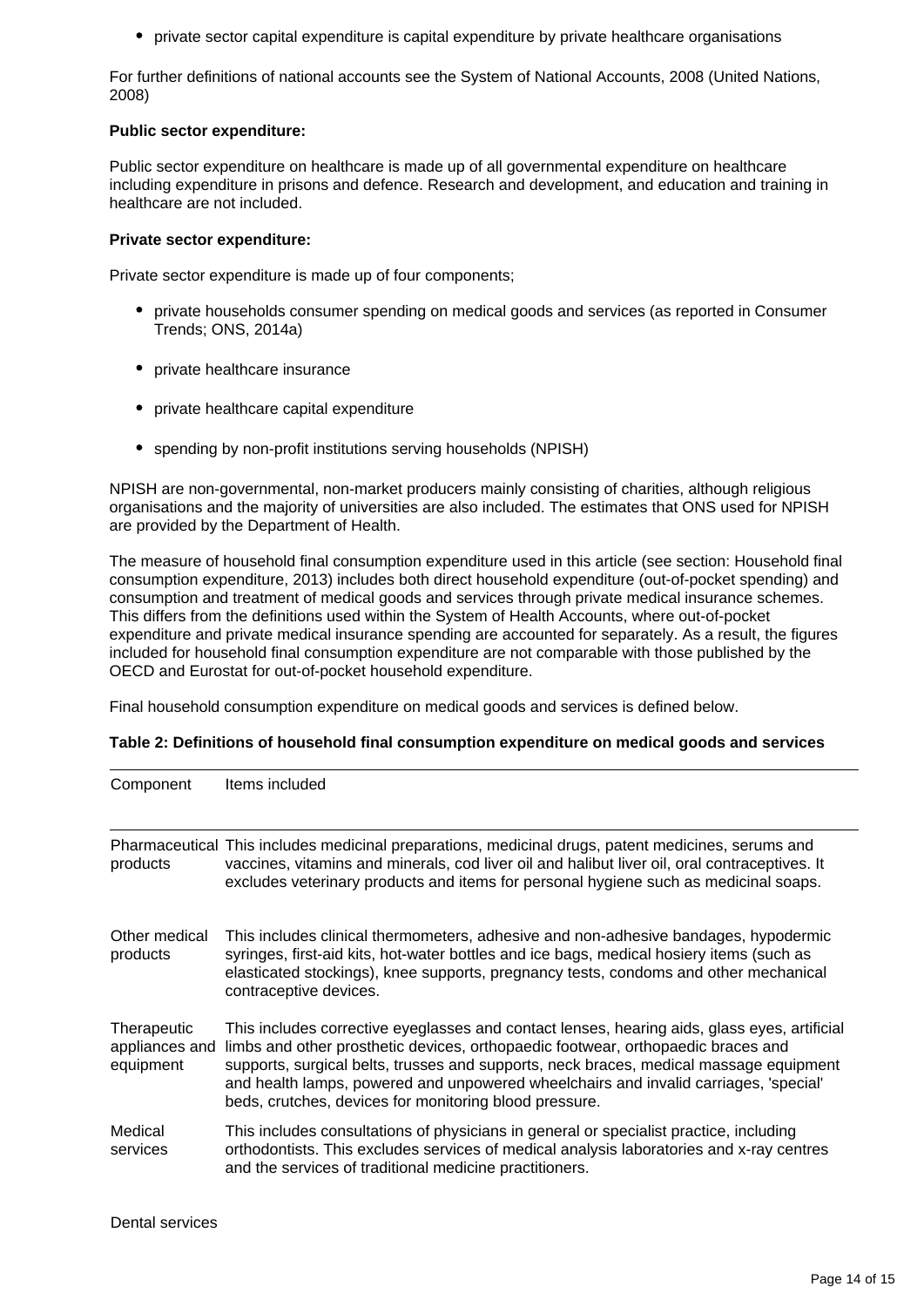- private sector capital expenditure is capital expenditure by private healthcare organisations

For further definitions of national accounts see the System of National Accounts, 2008 (United Nations, 2008)

**Public sector expenditure:**

Public sector expenditure on healthcare is made up of all governmental expenditure on healthcare including expenditure in prisons and defence. Research and development, and education and training in healthcare are not included.

**Private sector expenditure:**

Private sector expenditure is made up of four components;

- private households consumer spending on medical goods and services (as reported in Consumer Trends; ONS, 2014a)
- private healthcare insurance
- private healthcare capital expenditure
- spending by non-profit institutions serving households (NPISH)

NPISH are non-governmental, non-market producers mainly consisting of charities, although religious organisations and the majority of universities are also included. The estimates that ONS used for NPISH are provided by the Department of Health.

The measure of household final consumption expenditure used in this article (see section: Household final consumption expenditure, 2013) includes both direct household expenditure (out-of-pocket spending) and consumption and treatment of medical goods and services through private medical insurance schemes. This differs from the definitions used within the System of Health Accounts, where out-of-pocket expenditure and private medical insurance spending are accounted for separately. As a result, the figures included for household final consumption expenditure are not comparable with those published by the OECD and Eurostat for out-of-pocket household expenditure.

Final household consumption expenditure on medical goods and services is defined below.

**Table 2: Definitions of household final consumption expenditure on medical goods and services**

| Component | Items included |
|---|---|
| Pharmaceutical products | This includes medicinal preparations, medicinal drugs, patent medicines, serums and vaccines, vitamins and minerals, cod liver oil and halibut liver oil, oral contraceptives. It excludes veterinary products and items for personal hygiene such as medicinal soaps. |
| Other medical products | This includes clinical thermometers, adhesive and non-adhesive bandages, hypodermic syringes, first-aid kits, hot-water bottles and ice bags, medical hosiery items (such as elasticated stockings), knee supports, pregnancy tests, condoms and other mechanical contraceptive devices. |
| Therapeutic appliances and equipment | This includes corrective eyeglasses and contact lenses, hearing aids, glass eyes, artificial limbs and other prosthetic devices, orthopaedic footwear, orthopaedic braces and supports, surgical belts, trusses and supports, neck braces, medical massage equipment and health lamps, powered and unpowered wheelchairs and invalid carriages, 'special' beds, crutches, devices for monitoring blood pressure. |
| Medical services | This includes consultations of physicians in general or specialist practice, including orthodontists. This excludes services of medical analysis laboratories and x-ray centres and the services of traditional medicine practitioners. |
| Dental services | |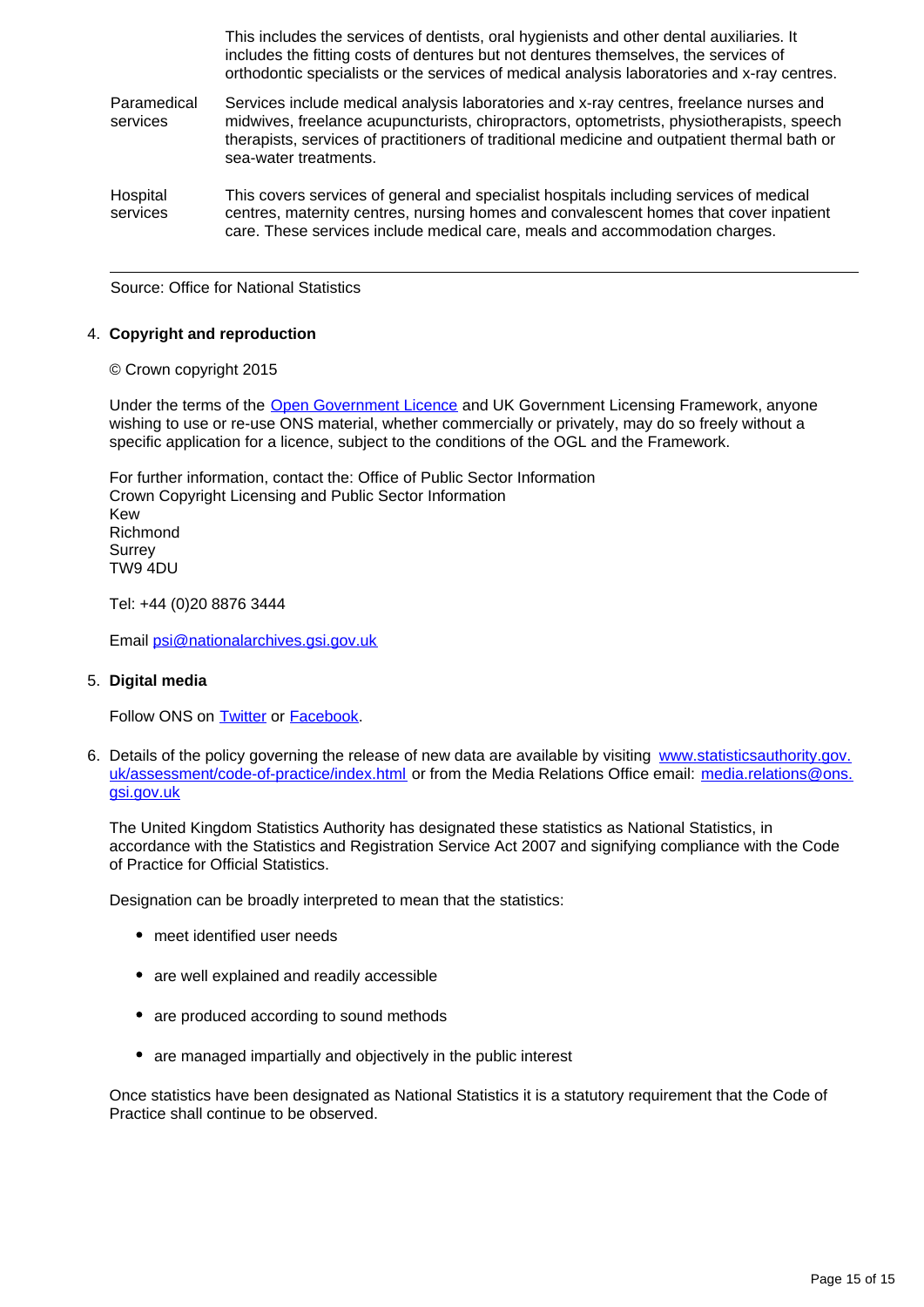| | |
|---|---|
| | This includes the services of dentists, oral hygienists and other dental auxiliaries. It includes the fitting costs of dentures but not dentures themselves, the services of orthodontic specialists or the services of medical analysis laboratories and x-ray centres. |
| Paramedical services | Services include medical analysis laboratories and x-ray centres, freelance nurses and midwives, freelance acupuncturists, chiropractors, optometrists, physiotherapists, speech therapists, services of practitioners of traditional medicine and outpatient thermal bath or sea-water treatments. |
| Hospital services | This covers services of general and specialist hospitals including services of medical centres, maternity centres, nursing homes and convalescent homes that cover inpatient care. These services include medical care, meals and accommodation charges. |

Source: Office for National Statistics

4. **Copyright and reproduction**

   © Crown copyright 2015

   Under the terms of the Open Government Licence and UK Government Licensing Framework, anyone wishing to use or re-use ONS material, whether commercially or privately, may do so freely without a specific application for a licence, subject to the conditions of the OGL and the Framework.

   For further information, contact the: Office of Public Sector Information
   Crown Copyright Licensing and Public Sector Information
   Kew
   Richmond
   Surrey
   TW9 4DU

   Tel: +44 (0)20 8876 3444

   Email psi@nationalarchives.gsi.gov.uk

5. **Digital media**

   Follow ONS on Twitter or Facebook.

6. Details of the policy governing the release of new data are available by visiting www.statisticsauthority.gov.uk/assessment/code-of-practice/index.html or from the Media Relations Office email: media.relations@ons.gsi.gov.uk

   The United Kingdom Statistics Authority has designated these statistics as National Statistics, in accordance with the Statistics and Registration Service Act 2007 and signifying compliance with the Code of Practice for Official Statistics.

   Designation can be broadly interpreted to mean that the statistics:

   - meet identified user needs
   - are well explained and readily accessible
   - are produced according to sound methods
   - are managed impartially and objectively in the public interest

   Once statistics have been designated as National Statistics it is a statutory requirement that the Code of Practice shall continue to be observed.